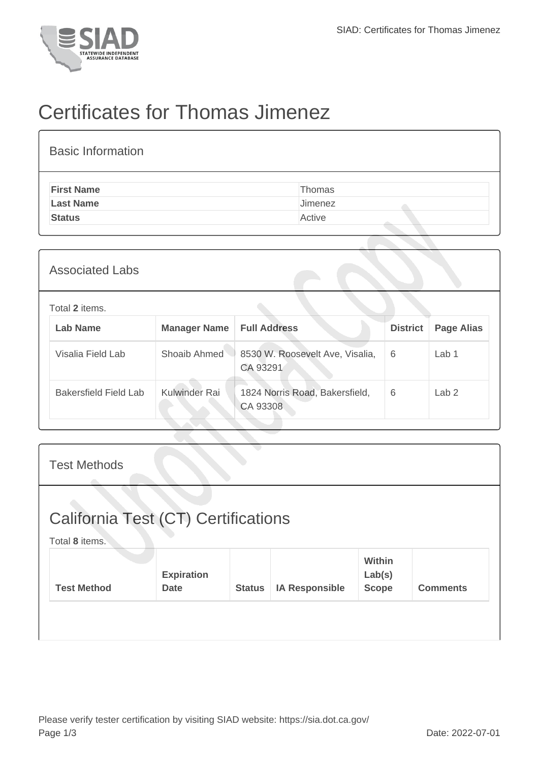# Certificates for Thomas Jimenez

## Basic Information

| | |
|---|---|
| **First Name** | Thomas |
| **Last Name** | Jimenez |
| **Status** | Active |

## Associated Labs

Total **2** items.

| Lab Name | Manager Name | Full Address | District | Page Alias |
|---|---|---|---|---|
| Visalia Field Lab | Shoaib Ahmed | 8530 W. Roosevelt Ave, Visalia, CA 93291 | 6 | Lab 1 |
| Bakersfield Field Lab | Kulwinder Rai | 1824 Norris Road, Bakersfield, CA 93308 | 6 | Lab 2 |

## Test Methods

# California Test (CT) Certifications

Total **8** items.

| Test Method | Expiration Date | Status | IA Responsible | Within Lab(s) Scope | Comments |
|---|---|---|---|---|---|

Please verify tester certification by visiting SIAD website: https://sia.dot.ca.gov/

Date: 2022-07-01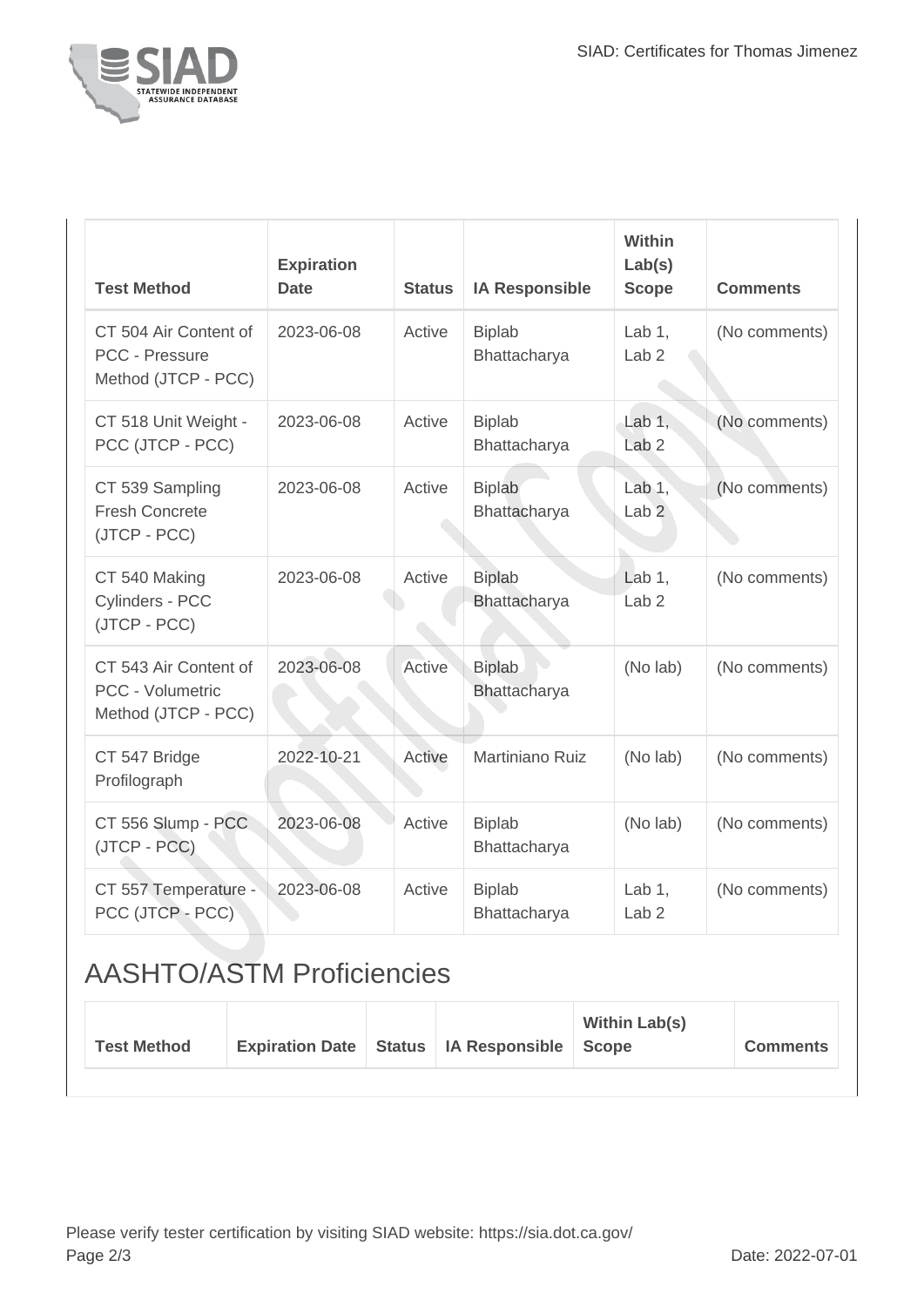| Test Method | Expiration Date | Status | IA Responsible | Within Lab(s) Scope | Comments |
|---|---|---|---|---|---|
| CT 504 Air Content of PCC - Pressure Method (JTCP - PCC) | 2023-06-08 | Active | Biplab Bhattacharya | Lab 1, Lab 2 | (No comments) |
| CT 518 Unit Weight - PCC (JTCP - PCC) | 2023-06-08 | Active | Biplab Bhattacharya | Lab 1, Lab 2 | (No comments) |
| CT 539 Sampling Fresh Concrete (JTCP - PCC) | 2023-06-08 | Active | Biplab Bhattacharya | Lab 1, Lab 2 | (No comments) |
| CT 540 Making Cylinders - PCC (JTCP - PCC) | 2023-06-08 | Active | Biplab Bhattacharya | Lab 1, Lab 2 | (No comments) |
| CT 543 Air Content of PCC - Volumetric Method (JTCP - PCC) | 2023-06-08 | Active | Biplab Bhattacharya | (No lab) | (No comments) |
| CT 547 Bridge Profilograph | 2022-10-21 | Active | Martiniano Ruiz | (No lab) | (No comments) |
| CT 556 Slump - PCC (JTCP - PCC) | 2023-06-08 | Active | Biplab Bhattacharya | (No lab) | (No comments) |
| CT 557 Temperature - PCC (JTCP - PCC) | 2023-06-08 | Active | Biplab Bhattacharya | Lab 1, Lab 2 | (No comments) |

## AASHTO/ASTM Proficiencies

| Test Method | Expiration Date | Status | IA Responsible | Within Lab(s) Scope | Comments |
|---|---|---|---|---|---|

Please verify tester certification by visiting SIAD website: https://sia.dot.ca.gov/

Date: 2022-07-01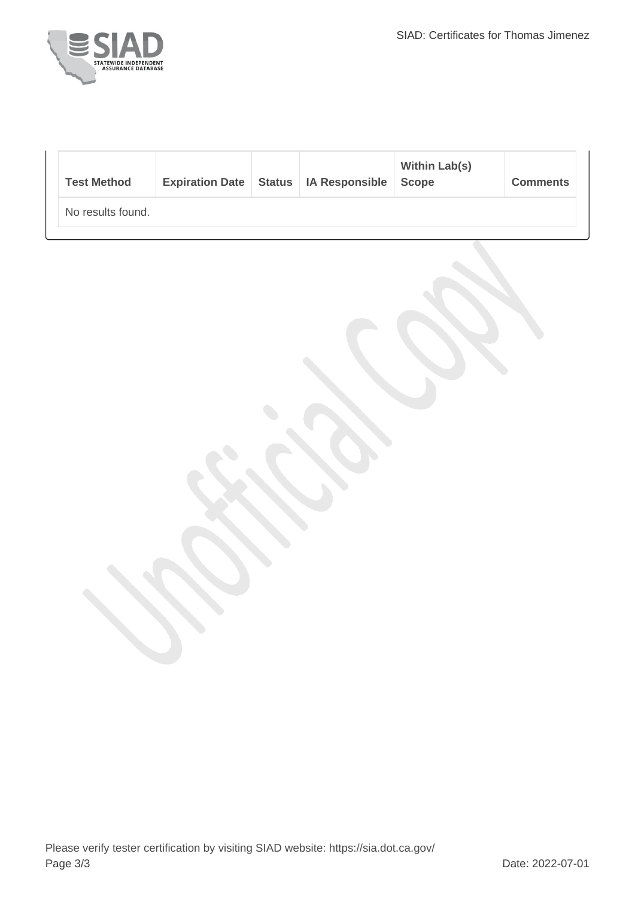| Test Method | Expiration Date | Status | IA Responsible | Within Lab(s) Scope | Comments |
|---|---|---|---|---|---|
| No results found. | | | | | |

Please verify tester certification by visiting SIAD website: https://sia.dot.ca.gov/

Date: 2022-07-01